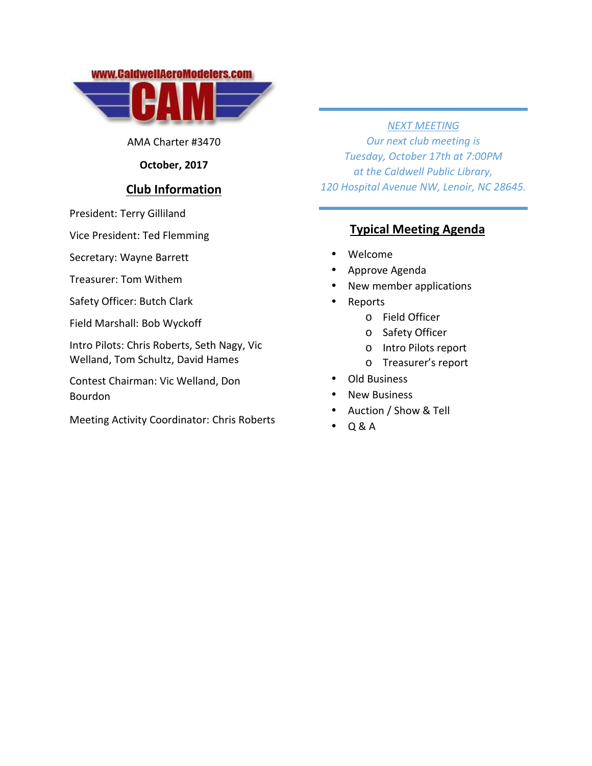www.CaldwellAeroModelers.com

CAM

AMA Charter #3470

**October, 2017**

## Club Information

President: Terry Gilliland

Vice President: Ted Flemming

Secretary: Wayne Barrett

Treasurer: Tom Withem

Safety Officer: Butch Clark

Field Marshall: Bob Wyckoff

Intro Pilots: Chris Roberts, Seth Nagy, Vic Welland, Tom Schultz, David Hames

Contest Chairman: Vic Welland, Don Bourdon

Meeting Activity Coordinator: Chris Roberts

---

*NEXT MEETING*

*Our next club meeting is Tuesday, October 17th at 7:00PM at the Caldwell Public Library, 120 Hospital Avenue NW, Lenoir, NC 28645.*

---

## Typical Meeting Agenda

- Welcome
- Approve Agenda
- New member applications
- Reports
  - Field Officer
  - Safety Officer
  - Intro Pilots report
  - Treasurer's report
- Old Business
- New Business
- Auction / Show & Tell
- Q & A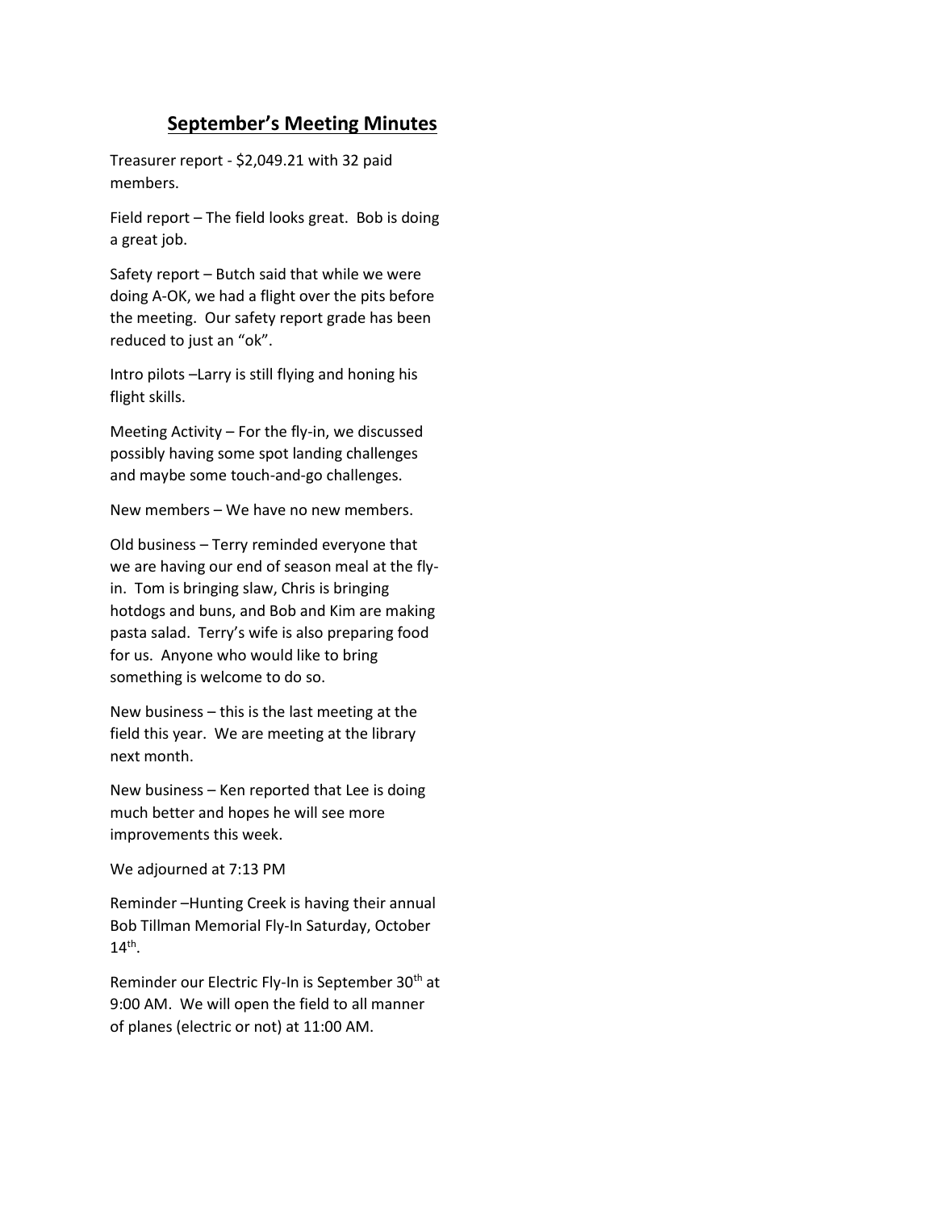## September's Meeting Minutes

Treasurer report - $2,049.21 with 32 paid members.

Field report – The field looks great. Bob is doing a great job.

Safety report – Butch said that while we were doing A-OK, we had a flight over the pits before the meeting. Our safety report grade has been reduced to just an "ok".

Intro pilots –Larry is still flying and honing his flight skills.

Meeting Activity – For the fly-in, we discussed possibly having some spot landing challenges and maybe some touch-and-go challenges.

New members – We have no new members.

Old business – Terry reminded everyone that we are having our end of season meal at the fly-in. Tom is bringing slaw, Chris is bringing hotdogs and buns, and Bob and Kim are making pasta salad. Terry's wife is also preparing food for us. Anyone who would like to bring something is welcome to do so.

New business – this is the last meeting at the field this year. We are meeting at the library next month.

New business – Ken reported that Lee is doing much better and hopes he will see more improvements this week.

We adjourned at 7:13 PM

Reminder –Hunting Creek is having their annual Bob Tillman Memorial Fly-In Saturday, October 14th.

Reminder our Electric Fly-In is September 30th at 9:00 AM. We will open the field to all manner of planes (electric or not) at 11:00 AM.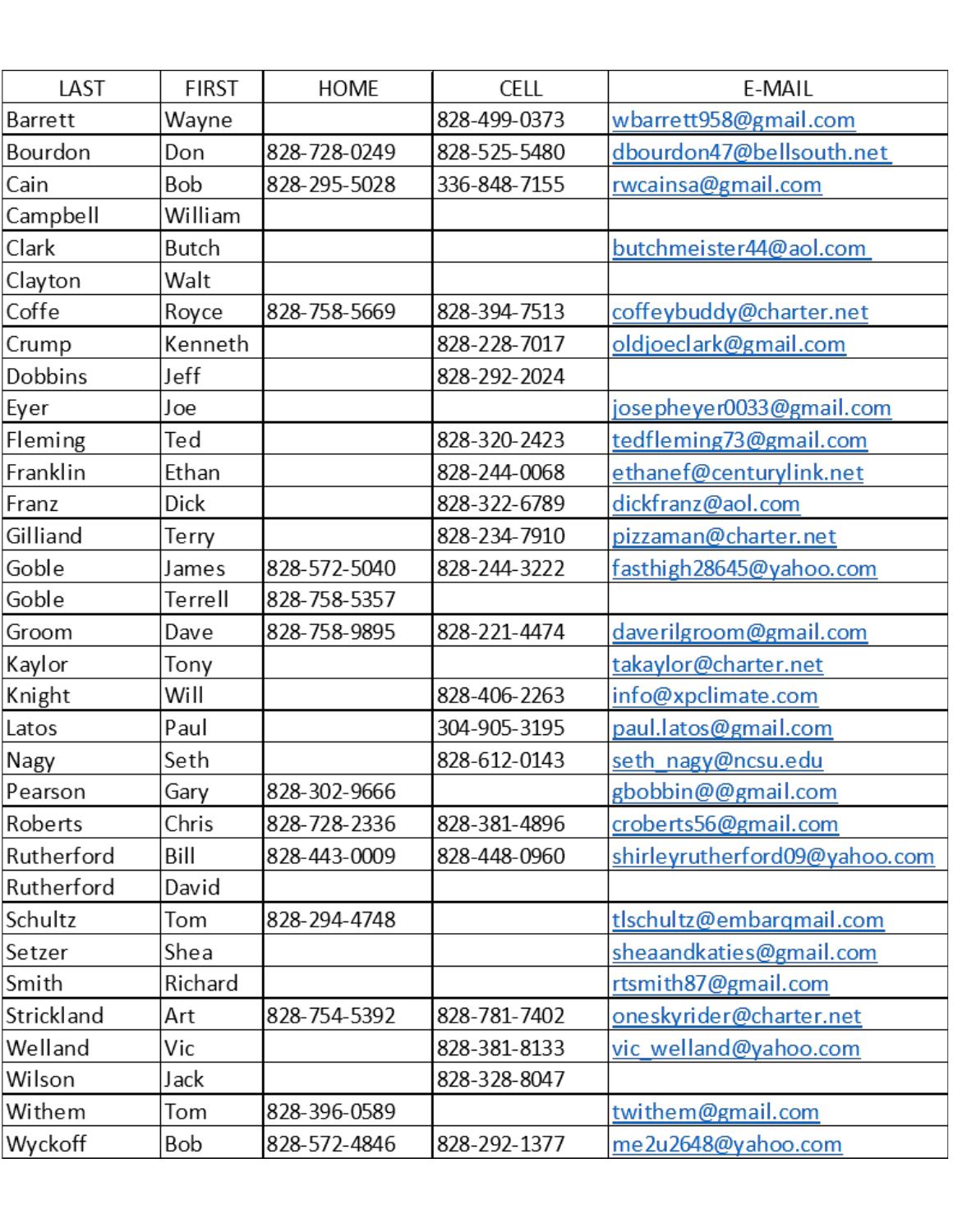| LAST | FIRST | HOME | CELL | E-MAIL |
|---|---|---|---|---|
| Barrett | Wayne | | 828-499-0373 | wbarrett958@gmail.com |
| Bourdon | Don | 828-728-0249 | 828-525-5480 | dbourdon47@bellsouth.net |
| Cain | Bob | 828-295-5028 | 336-848-7155 | rwcainsa@gmail.com |
| Campbell | William | | | |
| Clark | Butch | | | butchmeister44@aol.com |
| Clayton | Walt | | | |
| Coffe | Royce | 828-758-5669 | 828-394-7513 | coffeybuddy@charter.net |
| Crump | Kenneth | | 828-228-7017 | oldjoeclark@gmail.com |
| Dobbins | Jeff | | 828-292-2024 | |
| Eyer | Joe | | | josepheyer0033@gmail.com |
| Fleming | Ted | | 828-320-2423 | tedfleming73@gmail.com |
| Franklin | Ethan | | 828-244-0068 | ethanef@centurylink.net |
| Franz | Dick | | 828-322-6789 | dickfranz@aol.com |
| Gilliand | Terry | | 828-234-7910 | pizzaman@charter.net |
| Goble | James | 828-572-5040 | 828-244-3222 | fasthigh28645@yahoo.com |
| Goble | Terrell | 828-758-5357 | | |
| Groom | Dave | 828-758-9895 | 828-221-4474 | daverilgroom@gmail.com |
| Kaylor | Tony | | | takaylor@charter.net |
| Knight | Will | | 828-406-2263 | info@xpclimate.com |
| Latos | Paul | | 304-905-3195 | paul.latos@gmail.com |
| Nagy | Seth | | 828-612-0143 | seth_nagy@ncsu.edu |
| Pearson | Gary | 828-302-9666 | | gbobbin@@gmail.com |
| Roberts | Chris | 828-728-2336 | 828-381-4896 | croberts56@gmail.com |
| Rutherford | Bill | 828-443-0009 | 828-448-0960 | shirleyrutherford09@yahoo.com |
| Rutherford | David | | | |
| Schultz | Tom | 828-294-4748 | | tlschultz@embarqmail.com |
| Setzer | Shea | | | sheaandkaties@gmail.com |
| Smith | Richard | | | rtsmith87@gmail.com |
| Strickland | Art | 828-754-5392 | 828-781-7402 | oneskyrider@charter.net |
| Welland | Vic | | 828-381-8133 | vic_welland@yahoo.com |
| Wilson | Jack | | 828-328-8047 | |
| Withem | Tom | 828-396-0589 | | twithem@gmail.com |
| Wyckoff | Bob | 828-572-4846 | 828-292-1377 | me2u2648@yahoo.com |